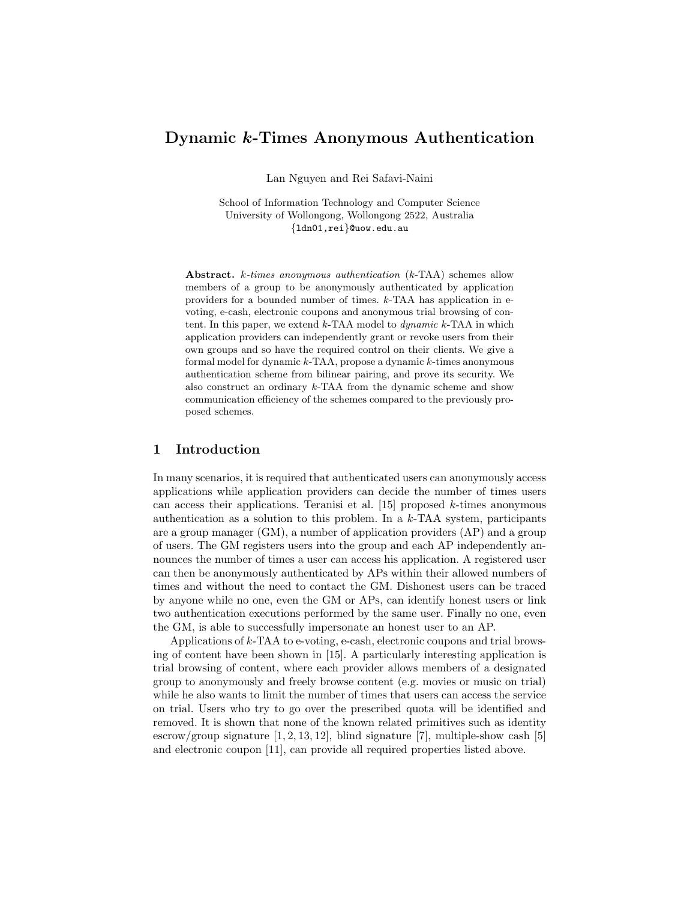# Dynamic $k$-Times Anonymous Authentication

Lan Nguyen and Rei Safavi-Naini

School of Information Technology and Computer Science
University of Wollongong, Wollongong 2522, Australia
{ldn01,rei}@uow.edu.au

**Abstract.** *$k$-times anonymous authentication* ($k$-TAA) schemes allow members of a group to be anonymously authenticated by application providers for a bounded number of times. $k$-TAA has application in e-voting, e-cash, electronic coupons and anonymous trial browsing of content. In this paper, we extend $k$-TAA model to *dynamic* $k$-TAA in which application providers can independently grant or revoke users from their own groups and so have the required control on their clients. We give a formal model for dynamic $k$-TAA, propose a dynamic $k$-times anonymous authentication scheme from bilinear pairing, and prove its security. We also construct an ordinary $k$-TAA from the dynamic scheme and show communication efficiency of the schemes compared to the previously proposed schemes.

## 1 Introduction

In many scenarios, it is required that authenticated users can anonymously access applications while application providers can decide the number of times users can access their applications. Teranisi et al. [15] proposed $k$-times anonymous authentication as a solution to this problem. In a $k$-TAA system, participants are a group manager (GM), a number of application providers (AP) and a group of users. The GM registers users into the group and each AP independently announces the number of times a user can access his application. A registered user can then be anonymously authenticated by APs within their allowed numbers of times and without the need to contact the GM. Dishonest users can be traced by anyone while no one, even the GM or APs, can identify honest users or link two authentication executions performed by the same user. Finally no one, even the GM, is able to successfully impersonate an honest user to an AP.

Applications of $k$-TAA to e-voting, e-cash, electronic coupons and trial browsing of content have been shown in [15]. A particularly interesting application is trial browsing of content, where each provider allows members of a designated group to anonymously and freely browse content (e.g. movies or music on trial) while he also wants to limit the number of times that users can access the service on trial. Users who try to go over the prescribed quota will be identified and removed. It is shown that none of the known related primitives such as identity escrow/group signature [1, 2, 13, 12], blind signature [7], multiple-show cash [5] and electronic coupon [11], can provide all required properties listed above.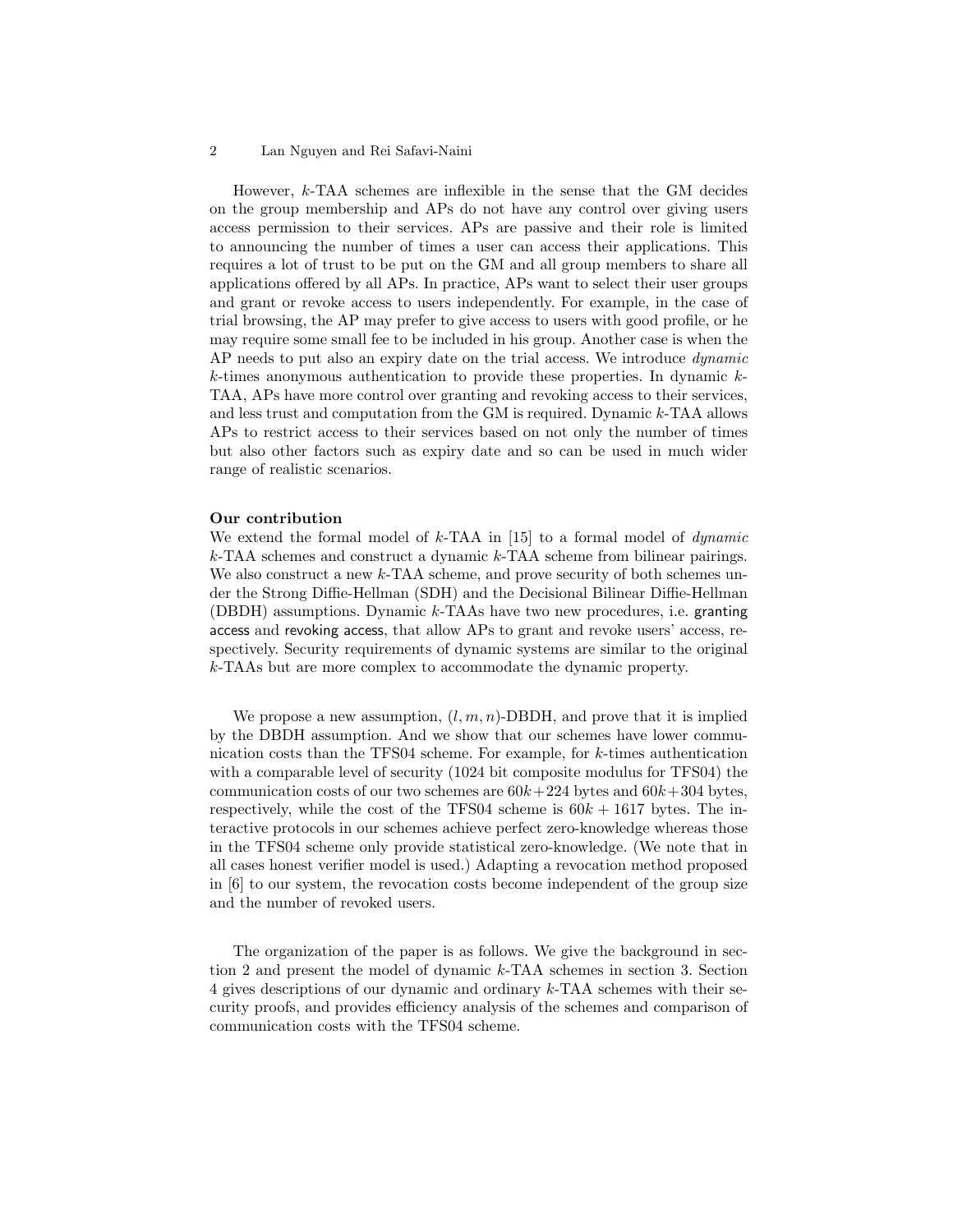However, $k$-TAA schemes are inflexible in the sense that the GM decides on the group membership and APs do not have any control over giving users access permission to their services. APs are passive and their role is limited to announcing the number of times a user can access their applications. This requires a lot of trust to be put on the GM and all group members to share all applications offered by all APs. In practice, APs want to select their user groups and grant or revoke access to users independently. For example, in the case of trial browsing, the AP may prefer to give access to users with good profile, or he may require some small fee to be included in his group. Another case is when the AP needs to put also an expiry date on the trial access. We introduce *dynamic* $k$-times anonymous authentication to provide these properties. In dynamic $k$-TAA, APs have more control over granting and revoking access to their services, and less trust and computation from the GM is required. Dynamic $k$-TAA allows APs to restrict access to their services based on not only the number of times but also other factors such as expiry date and so can be used in much wider range of realistic scenarios.

**Our contribution**

We extend the formal model of $k$-TAA in [15] to a formal model of *dynamic* $k$-TAA schemes and construct a dynamic $k$-TAA scheme from bilinear pairings. We also construct a new $k$-TAA scheme, and prove security of both schemes under the Strong Diffie-Hellman (SDH) and the Decisional Bilinear Diffie-Hellman (DBDH) assumptions. Dynamic $k$-TAAs have two new procedures, i.e. granting access and revoking access, that allow APs to grant and revoke users' access, respectively. Security requirements of dynamic systems are similar to the original $k$-TAAs but are more complex to accommodate the dynamic property.

We propose a new assumption, $(l, m, n)$-DBDH, and prove that it is implied by the DBDH assumption. And we show that our schemes have lower communication costs than the TFS04 scheme. For example, for $k$-times authentication with a comparable level of security (1024 bit composite modulus for TFS04) the communication costs of our two schemes are $60k+224$ bytes and $60k+304$ bytes, respectively, while the cost of the TFS04 scheme is $60k + 1617$ bytes. The interactive protocols in our schemes achieve perfect zero-knowledge whereas those in the TFS04 scheme only provide statistical zero-knowledge. (We note that in all cases honest verifier model is used.) Adapting a revocation method proposed in [6] to our system, the revocation costs become independent of the group size and the number of revoked users.

The organization of the paper is as follows. We give the background in section 2 and present the model of dynamic $k$-TAA schemes in section 3. Section 4 gives descriptions of our dynamic and ordinary $k$-TAA schemes with their security proofs, and provides efficiency analysis of the schemes and comparison of communication costs with the TFS04 scheme.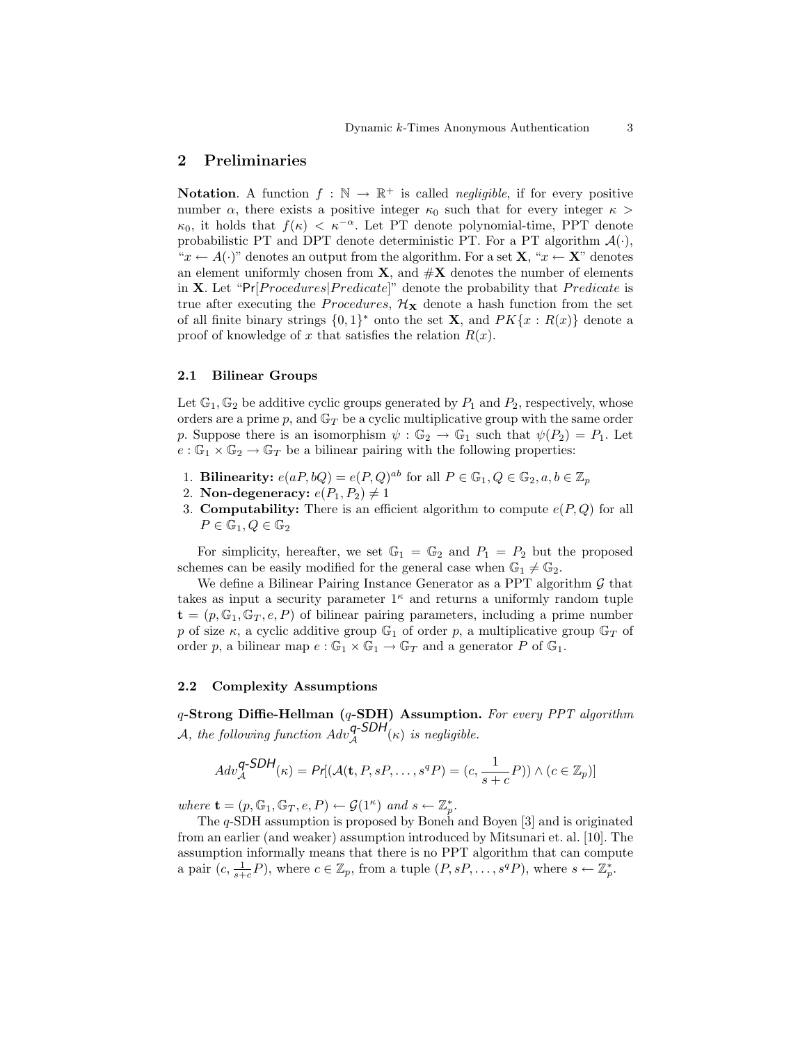## 2 Preliminaries

**Notation**. A function $f : \mathbb{N} \rightarrow \mathbb{R}^+$ is called *negligible*, if for every positive number $\alpha$, there exists a positive integer $\kappa_0$ such that for every integer $\kappa > \kappa_0$, it holds that $f(\kappa) < \kappa^{-\alpha}$. Let PT denote polynomial-time, PPT denote probabilistic PT and DPT denote deterministic PT. For a PT algorithm $\mathcal{A}(\cdot)$, "$x \leftarrow A(\cdot)$" denotes an output from the algorithm. For a set $\mathbf{X}$, "$x \leftarrow \mathbf{X}$" denotes an element uniformly chosen from $\mathbf{X}$, and $\#\mathbf{X}$ denotes the number of elements in $\mathbf{X}$. Let "$\mathsf{Pr}[Procedures|Predicate]$" denote the probability that $Predicate$ is true after executing the $Procedures$, $\mathcal{H}_{\mathbf{X}}$ denote a hash function from the set of all finite binary strings $\{0,1\}^*$ onto the set $\mathbf{X}$, and $PK\{x : R(x)\}$ denote a proof of knowledge of $x$ that satisfies the relation $R(x)$.

### 2.1 Bilinear Groups

Let $\mathbb{G}_1, \mathbb{G}_2$ be additive cyclic groups generated by $P_1$ and $P_2$, respectively, whose orders are a prime $p$, and $\mathbb{G}_T$ be a cyclic multiplicative group with the same order $p$. Suppose there is an isomorphism $\psi : \mathbb{G}_2 \rightarrow \mathbb{G}_1$ such that $\psi(P_2) = P_1$. Let $e : \mathbb{G}_1 \times \mathbb{G}_2 \rightarrow \mathbb{G}_T$ be a bilinear pairing with the following properties:

1. **Bilinearity:** $e(aP, bQ) = e(P, Q)^{ab}$ for all $P \in \mathbb{G}_1, Q \in \mathbb{G}_2, a, b \in \mathbb{Z}_p$
2. **Non-degeneracy:** $e(P_1, P_2) \neq 1$
3. **Computability:** There is an efficient algorithm to compute $e(P, Q)$ for all $P \in \mathbb{G}_1, Q \in \mathbb{G}_2$

For simplicity, hereafter, we set $\mathbb{G}_1 = \mathbb{G}_2$ and $P_1 = P_2$ but the proposed schemes can be easily modified for the general case when $\mathbb{G}_1 \neq \mathbb{G}_2$.

We define a Bilinear Pairing Instance Generator as a PPT algorithm $\mathcal{G}$ that takes as input a security parameter $1^\kappa$ and returns a uniformly random tuple $\mathbf{t} = (p, \mathbb{G}_1, \mathbb{G}_T, e, P)$ of bilinear pairing parameters, including a prime number $p$ of size $\kappa$, a cyclic additive group $\mathbb{G}_1$ of order $p$, a multiplicative group $\mathbb{G}_T$ of order $p$, a bilinear map $e : \mathbb{G}_1 \times \mathbb{G}_1 \rightarrow \mathbb{G}_T$ and a generator $P$ of $\mathbb{G}_1$.

### 2.2 Complexity Assumptions

**$q$-Strong Diffie-Hellman ($q$-SDH) Assumption.** *For every PPT algorithm $\mathcal{A}$, the following function $Adv_{\mathcal{A}}^{q\text{-}SDH}(\kappa)$ is negligible.*

$$Adv_{\mathcal{A}}^{q\text{-}SDH}(\kappa) = Pr[(\mathcal{A}(\mathbf{t}, P, sP, \ldots, s^q P) = (c, \frac{1}{s+c}P)) \wedge (c \in \mathbb{Z}_p)]$$

*where* $\mathbf{t} = (p, \mathbb{G}_1, \mathbb{G}_T, e, P) \leftarrow \mathcal{G}(1^\kappa)$ *and* $s \leftarrow \mathbb{Z}_p^*$.

The $q$-SDH assumption is proposed by Boneh and Boyen [3] and is originated from an earlier (and weaker) assumption introduced by Mitsunari et. al. [10]. The assumption informally means that there is no PPT algorithm that can compute a pair $(c, \frac{1}{s+c}P)$, where $c \in \mathbb{Z}_p$, from a tuple $(P, sP, \ldots, s^q P)$, where $s \leftarrow \mathbb{Z}_p^*$.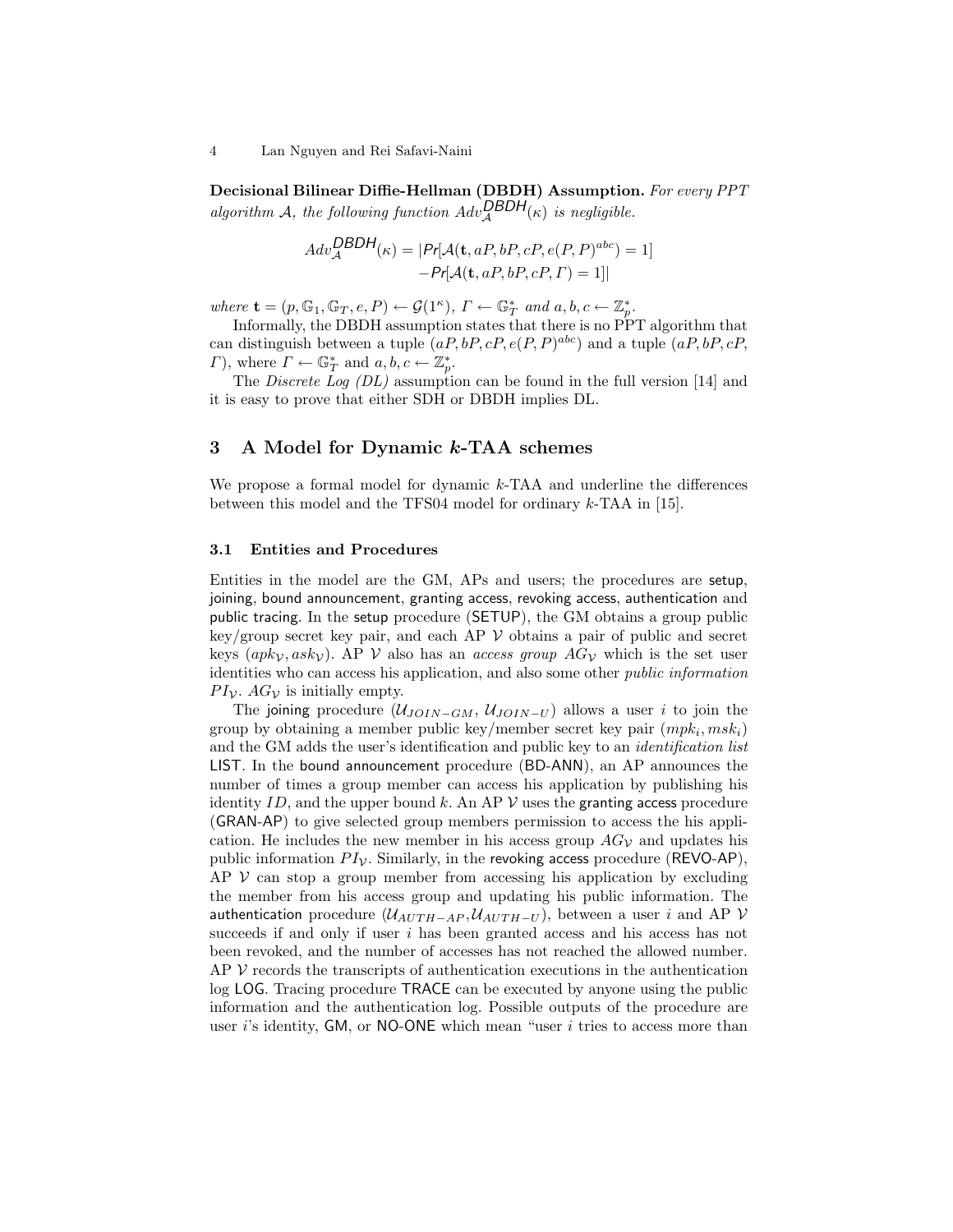**Decisional Bilinear Diffie-Hellman (DBDH) Assumption.** *For every PPT algorithm $\mathcal{A}$, the following function $Adv_{\mathcal{A}}^{\mathsf{DBDH}}(\kappa)$ is negligible.*

$$Adv_{\mathcal{A}}^{\mathsf{DBDH}}(\kappa) = |Pr[\mathcal{A}(\mathbf{t}, aP, bP, cP, e(P,P)^{abc}) = 1] \\ -Pr[\mathcal{A}(\mathbf{t}, aP, bP, cP, \Gamma) = 1]|$$

*where* $\mathbf{t} = (p, \mathbb{G}_1, \mathbb{G}_T, e, P) \leftarrow \mathcal{G}(1^\kappa)$, $\Gamma \leftarrow \mathbb{G}_T^*$ *and* $a, b, c \leftarrow \mathbb{Z}_p^*$.

Informally, the DBDH assumption states that there is no PPT algorithm that can distinguish between a tuple $(aP, bP, cP, e(P,P)^{abc})$ and a tuple $(aP, bP, cP, \Gamma)$, where $\Gamma \leftarrow \mathbb{G}_T^*$ and $a, b, c \leftarrow \mathbb{Z}_p^*$.

The *Discrete Log (DL)* assumption can be found in the full version [14] and it is easy to prove that either SDH or DBDH implies DL.

## 3 A Model for Dynamic $k$-TAA schemes

We propose a formal model for dynamic $k$-TAA and underline the differences between this model and the TFS04 model for ordinary $k$-TAA in [15].

### 3.1 Entities and Procedures

Entities in the model are the GM, APs and users; the procedures are setup, joining, bound announcement, granting access, revoking access, authentication and public tracing. In the setup procedure (SETUP), the GM obtains a group public key/group secret key pair, and each AP $\mathcal{V}$ obtains a pair of public and secret keys $(apk_{\mathcal{V}}, ask_{\mathcal{V}})$. AP $\mathcal{V}$ also has an *access group* $AG_{\mathcal{V}}$ which is the set user identities who can access his application, and also some other *public information* $PI_{\mathcal{V}}$. $AG_{\mathcal{V}}$ is initially empty.

The joining procedure ($\mathcal{U}_{JOIN-GM}$, $\mathcal{U}_{JOIN-U}$) allows a user $i$ to join the group by obtaining a member public key/member secret key pair $(mpk_i, msk_i)$ and the GM adds the user's identification and public key to an *identification list* LIST. In the bound announcement procedure (BD-ANN), an AP announces the number of times a group member can access his application by publishing his identity $ID$, and the upper bound $k$. An AP $\mathcal{V}$ uses the granting access procedure (GRAN-AP) to give selected group members permission to access the his application. He includes the new member in his access group $AG_{\mathcal{V}}$ and updates his public information $PI_{\mathcal{V}}$. Similarly, in the revoking access procedure (REVO-AP), AP $\mathcal{V}$ can stop a group member from accessing his application by excluding the member from his access group and updating his public information. The authentication procedure ($\mathcal{U}_{AUTH-AP}$,$\mathcal{U}_{AUTH-U}$), between a user $i$ and AP $\mathcal{V}$ succeeds if and only if user $i$ has been granted access and his access has not been revoked, and the number of accesses has not reached the allowed number. AP $\mathcal{V}$ records the transcripts of authentication executions in the authentication log LOG. Tracing procedure TRACE can be executed by anyone using the public information and the authentication log. Possible outputs of the procedure are user $i$'s identity, GM, or NO-ONE which mean "user $i$ tries to access more than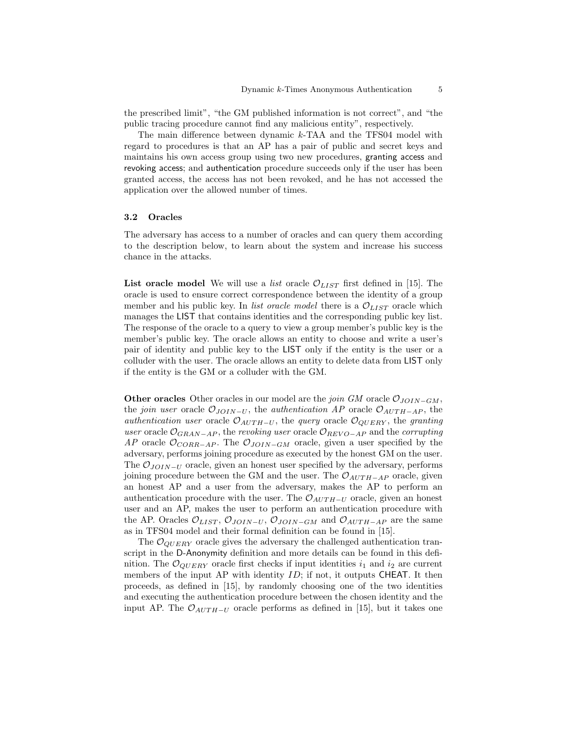the prescribed limit", "the GM published information is not correct", and "the public tracing procedure cannot find any malicious entity", respectively.

The main difference between dynamic $k$-TAA and the TFS04 model with regard to procedures is that an AP has a pair of public and secret keys and maintains his own access group using two new procedures, granting access and revoking access; and authentication procedure succeeds only if the user has been granted access, the access has not been revoked, and he has not accessed the application over the allowed number of times.

### 3.2 Oracles

The adversary has access to a number of oracles and can query them according to the description below, to learn about the system and increase his success chance in the attacks.

**List oracle model** We will use a *list* oracle $\mathcal{O}_{LIST}$ first defined in [15]. The oracle is used to ensure correct correspondence between the identity of a group member and his public key. In *list oracle model* there is a $\mathcal{O}_{LIST}$ oracle which manages the LIST that contains identities and the corresponding public key list. The response of the oracle to a query to view a group member's public key is the member's public key. The oracle allows an entity to choose and write a user's pair of identity and public key to the LIST only if the entity is the user or a colluder with the user. The oracle allows an entity to delete data from LIST only if the entity is the GM or a colluder with the GM.

**Other oracles** Other oracles in our model are the *join GM* oracle $\mathcal{O}_{JOIN-GM}$, the *join user* oracle $\mathcal{O}_{JOIN-U}$, the *authentication AP* oracle $\mathcal{O}_{AUTH-AP}$, the *authentication user* oracle $\mathcal{O}_{AUTH-U}$, the *query* oracle $\mathcal{O}_{QUERY}$, the *granting user* oracle $\mathcal{O}_{GRAN-AP}$, the *revoking user* oracle $\mathcal{O}_{REVO-AP}$ and the *corrupting AP* oracle $\mathcal{O}_{CORR-AP}$. The $\mathcal{O}_{JOIN-GM}$ oracle, given a user specified by the adversary, performs joining procedure as executed by the honest GM on the user. The $\mathcal{O}_{JOIN-U}$ oracle, given an honest user specified by the adversary, performs joining procedure between the GM and the user. The $\mathcal{O}_{AUTH-AP}$ oracle, given an honest AP and a user from the adversary, makes the AP to perform an authentication procedure with the user. The $\mathcal{O}_{AUTH-U}$ oracle, given an honest user and an AP, makes the user to perform an authentication procedure with the AP. Oracles $\mathcal{O}_{LIST}$, $\mathcal{O}_{JOIN-U}$, $\mathcal{O}_{JOIN-GM}$ and $\mathcal{O}_{AUTH-AP}$ are the same as in TFS04 model and their formal definition can be found in [15].

The $\mathcal{O}_{QUERY}$ oracle gives the adversary the challenged authentication transcript in the D-Anonymity definition and more details can be found in this definition. The $\mathcal{O}_{QUERY}$ oracle first checks if input identities $i_1$ and $i_2$ are current members of the input AP with identity $ID$; if not, it outputs CHEAT. It then proceeds, as defined in [15], by randomly choosing one of the two identities and executing the authentication procedure between the chosen identity and the input AP. The $\mathcal{O}_{AUTH-U}$ oracle performs as defined in [15], but it takes one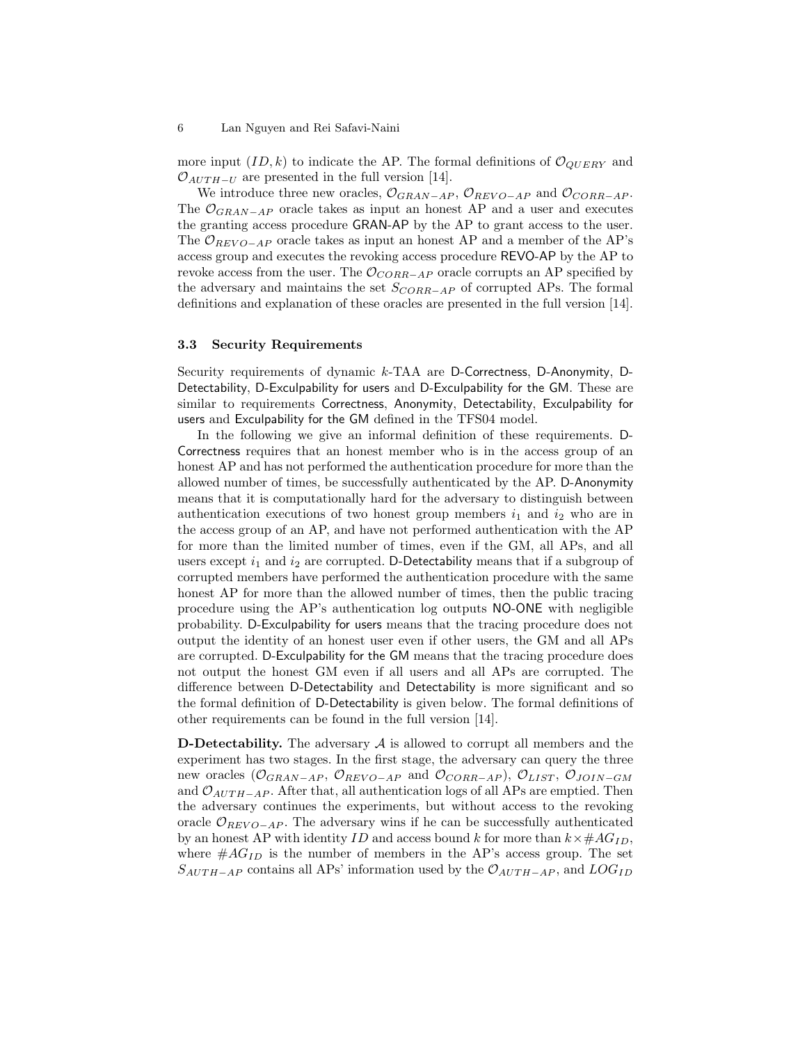more input $(ID, k)$ to indicate the AP. The formal definitions of $\mathcal{O}_{QUERY}$ and $\mathcal{O}_{AUTH-U}$ are presented in the full version [14].

We introduce three new oracles, $\mathcal{O}_{GRAN-AP}$, $\mathcal{O}_{REVO-AP}$ and $\mathcal{O}_{CORR-AP}$. The $\mathcal{O}_{GRAN-AP}$ oracle takes as input an honest AP and a user and executes the granting access procedure GRAN-AP by the AP to grant access to the user. The $\mathcal{O}_{REVO-AP}$ oracle takes as input an honest AP and a member of the AP's access group and executes the revoking access procedure REVO-AP by the AP to revoke access from the user. The $\mathcal{O}_{CORR-AP}$ oracle corrupts an AP specified by the adversary and maintains the set $S_{CORR-AP}$ of corrupted APs. The formal definitions and explanation of these oracles are presented in the full version [14].

### 3.3 Security Requirements

Security requirements of dynamic $k$-TAA are D-Correctness, D-Anonymity, D-Detectability, D-Exculpability for users and D-Exculpability for the GM. These are similar to requirements Correctness, Anonymity, Detectability, Exculpability for users and Exculpability for the GM defined in the TFS04 model.

In the following we give an informal definition of these requirements. D-Correctness requires that an honest member who is in the access group of an honest AP and has not performed the authentication procedure for more than the allowed number of times, be successfully authenticated by the AP. D-Anonymity means that it is computationally hard for the adversary to distinguish between authentication executions of two honest group members $i_1$ and $i_2$ who are in the access group of an AP, and have not performed authentication with the AP for more than the limited number of times, even if the GM, all APs, and all users except $i_1$ and $i_2$ are corrupted. D-Detectability means that if a subgroup of corrupted members have performed the authentication procedure with the same honest AP for more than the allowed number of times, then the public tracing procedure using the AP's authentication log outputs NO-ONE with negligible probability. D-Exculpability for users means that the tracing procedure does not output the identity of an honest user even if other users, the GM and all APs are corrupted. D-Exculpability for the GM means that the tracing procedure does not output the honest GM even if all users and all APs are corrupted. The difference between D-Detectability and Detectability is more significant and so the formal definition of D-Detectability is given below. The formal definitions of other requirements can be found in the full version [14].

**D-Detectability.** The adversary $\mathcal{A}$ is allowed to corrupt all members and the experiment has two stages. In the first stage, the adversary can query the three new oracles ($\mathcal{O}_{GRAN-AP}$, $\mathcal{O}_{REVO-AP}$ and $\mathcal{O}_{CORR-AP}$), $\mathcal{O}_{LIST}$, $\mathcal{O}_{JOIN-GM}$ and $\mathcal{O}_{AUTH-AP}$. After that, all authentication logs of all APs are emptied. Then the adversary continues the experiments, but without access to the revoking oracle $\mathcal{O}_{REVO-AP}$. The adversary wins if he can be successfully authenticated by an honest AP with identity $ID$ and access bound $k$ for more than $k \times \#AG_{ID}$, where $\#AG_{ID}$ is the number of members in the AP's access group. The set $S_{AUTH-AP}$ contains all APs' information used by the $\mathcal{O}_{AUTH-AP}$, and $LOG_{ID}$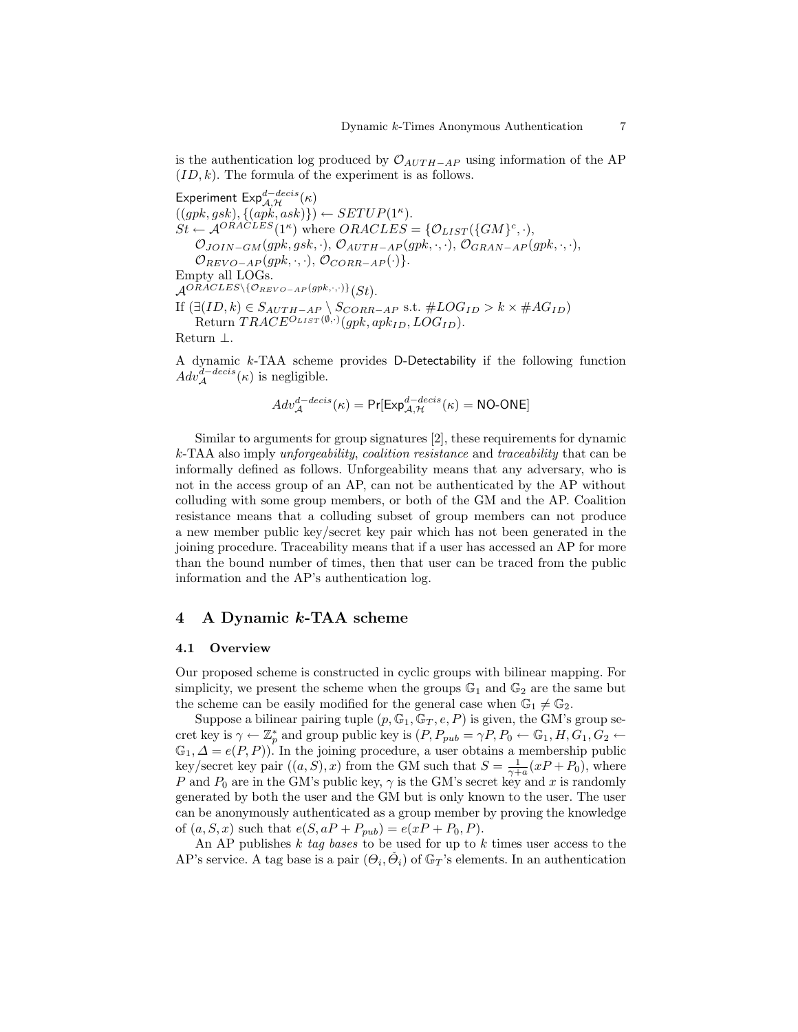is the authentication log produced by $\mathcal{O}_{AUTH-AP}$ using information of the AP $(ID, k)$. The formula of the experiment is as follows.

Experiment $\mathsf{Exp}^{d-decis}_{\mathcal{A},\mathcal{H}}(\kappa)$
$((gpk, gsk), \{(apk, ask)\}) \leftarrow SETUP(1^\kappa)$.
$St \leftarrow \mathcal{A}^{ORACLES}(1^\kappa)$ where $ORACLES = \{\mathcal{O}_{LIST}(\{GM\}^c, \cdot),$
$\quad \mathcal{O}_{JOIN-GM}(gpk, gsk, \cdot),\ \mathcal{O}_{AUTH-AP}(gpk, \cdot, \cdot),\ \mathcal{O}_{GRAN-AP}(gpk, \cdot, \cdot),$
$\quad \mathcal{O}_{REVO-AP}(gpk, \cdot, \cdot),\ \mathcal{O}_{CORR-AP}(\cdot)\}$.
Empty all LOGs.
$\mathcal{A}^{ORACLES \setminus \{\mathcal{O}_{REVO-AP}(gpk,\cdot,\cdot)\}}(St)$.
If $(\exists (ID, k) \in S_{AUTH-AP} \setminus S_{CORR-AP}$ s.t. $\#LOG_{ID} > k \times \#AG_{ID})$
$\quad$ Return $TRACE^{\mathcal{O}_{LIST}(\emptyset,\cdot)}(gpk, apk_{ID}, LOG_{ID})$.
Return $\perp$.

A dynamic $k$-TAA scheme provides D-Detectability if the following function $Adv^{d-decis}_{\mathcal{A}}(\kappa)$ is negligible.

$$Adv^{d-decis}_{\mathcal{A}}(\kappa) = \Pr[\mathsf{Exp}^{d-decis}_{\mathcal{A},\mathcal{H}}(\kappa) = \mathsf{NO\text{-}ONE}]$$

Similar to arguments for group signatures [2], these requirements for dynamic $k$-TAA also imply *unforgeability*, *coalition resistance* and *traceability* that can be informally defined as follows. Unforgeability means that any adversary, who is not in the access group of an AP, can not be authenticated by the AP without colluding with some group members, or both of the GM and the AP. Coalition resistance means that a colluding subset of group members can not produce a new member public key/secret key pair which has not been generated in the joining procedure. Traceability means that if a user has accessed an AP for more than the bound number of times, then that user can be traced from the public information and the AP's authentication log.

## 4 A Dynamic $k$-TAA scheme

### 4.1 Overview

Our proposed scheme is constructed in cyclic groups with bilinear mapping. For simplicity, we present the scheme when the groups $\mathbb{G}_1$ and $\mathbb{G}_2$ are the same but the scheme can be easily modified for the general case when $\mathbb{G}_1 \neq \mathbb{G}_2$.

Suppose a bilinear pairing tuple $(p, \mathbb{G}_1, \mathbb{G}_T, e, P)$ is given, the GM's group secret key is $\gamma \leftarrow \mathbb{Z}_p^*$ and group public key is $(P, P_{pub} = \gamma P, P_0 \leftarrow \mathbb{G}_1, H, G_1, G_2 \leftarrow \mathbb{G}_1, \Delta = e(P, P))$. In the joining procedure, a user obtains a membership public key/secret key pair $((a, S), x)$ from the GM such that $S = \frac{1}{\gamma + a}(xP + P_0)$, where $P$ and $P_0$ are in the GM's public key, $\gamma$ is the GM's secret key and $x$ is randomly generated by both the user and the GM but is only known to the user. The user can be anonymously authenticated as a group member by proving the knowledge of $(a, S, x)$ such that $e(S, aP + P_{pub}) = e(xP + P_0, P)$.

An AP publishes $k$ *tag bases* to be used for up to $k$ times user access to the AP's service. A tag base is a pair $(\Theta_i, \check{\Theta}_i)$ of $\mathbb{G}_T$'s elements. In an authentication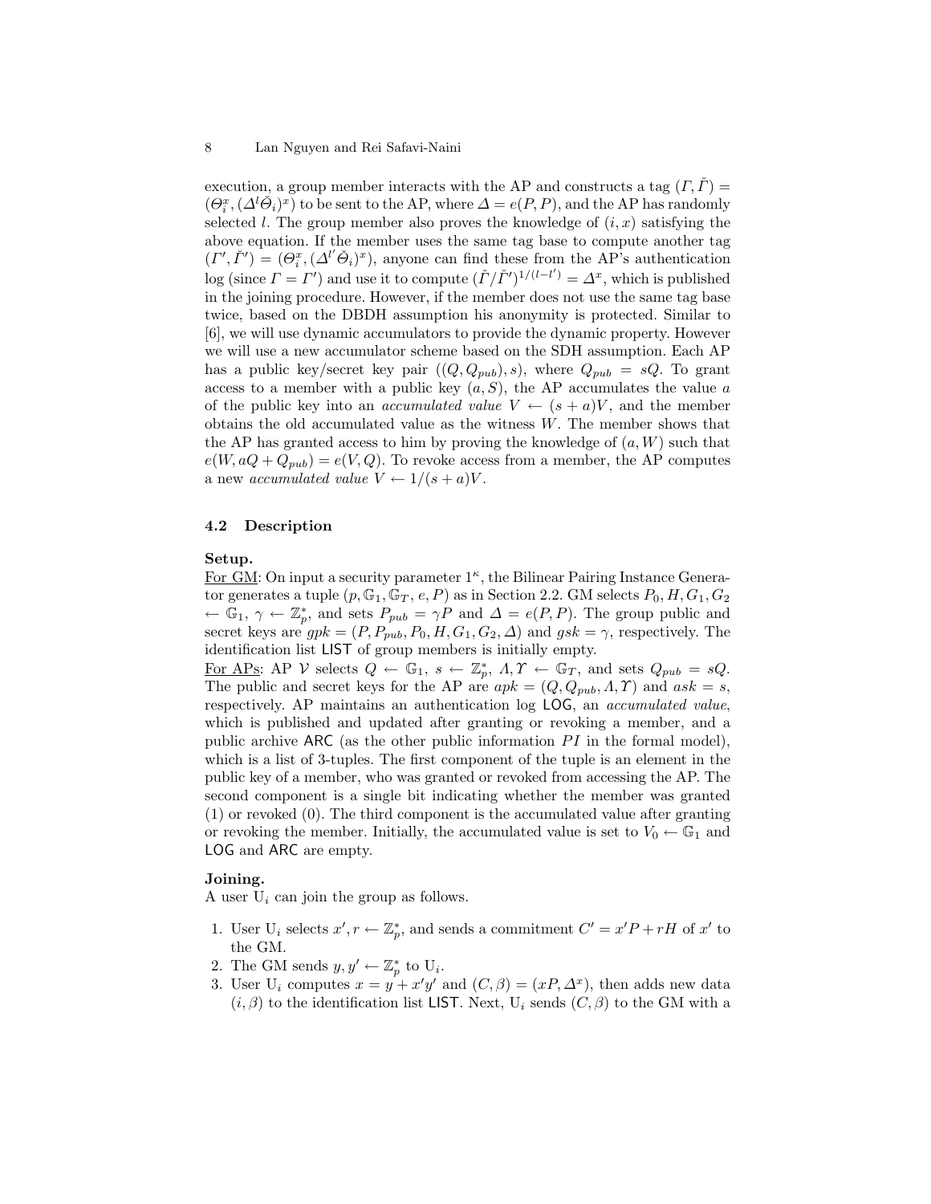execution, a group member interacts with the AP and constructs a tag $(\Gamma, \check{\Gamma}) = (\Theta_i^x, (\Delta^l \check{\Theta}_i)^x)$ to be sent to the AP, where $\Delta = e(P, P)$, and the AP has randomly selected $l$. The group member also proves the knowledge of $(i, x)$ satisfying the above equation. If the member uses the same tag base to compute another tag $(\Gamma', \check{\Gamma}') = (\Theta_i^x, (\Delta^{l'} \check{\Theta}_i)^x)$, anyone can find these from the AP's authentication log (since $\Gamma = \Gamma'$) and use it to compute $(\check{\Gamma}/\check{\Gamma}')^{1/(l-l')} = \Delta^x$, which is published in the joining procedure. However, if the member does not use the same tag base twice, based on the DBDH assumption his anonymity is protected. Similar to [6], we will use dynamic accumulators to provide the dynamic property. However we will use a new accumulator scheme based on the SDH assumption. Each AP has a public key/secret key pair $((Q, Q_{pub}), s)$, where $Q_{pub} = sQ$. To grant access to a member with a public key $(a, S)$, the AP accumulates the value $a$ of the public key into an *accumulated value* $V \leftarrow (s + a)V$, and the member obtains the old accumulated value as the witness $W$. The member shows that the AP has granted access to him by proving the knowledge of $(a, W)$ such that $e(W, aQ + Q_{pub}) = e(V, Q)$. To revoke access from a member, the AP computes a new *accumulated value* $V \leftarrow 1/(s + a)V$.

### 4.2 Description

**Setup.**

For GM: On input a security parameter $1^\kappa$, the Bilinear Pairing Instance Generator generates a tuple $(p, \mathbb{G}_1, \mathbb{G}_T, e, P)$ as in Section 2.2. GM selects $P_0, H, G_1, G_2 \leftarrow \mathbb{G}_1$, $\gamma \leftarrow \mathbb{Z}_p^*$, and sets $P_{pub} = \gamma P$ and $\Delta = e(P, P)$. The group public and secret keys are $gpk = (P, P_{pub}, P_0, H, G_1, G_2, \Delta)$ and $gsk = \gamma$, respectively. The identification list LIST of group members is initially empty.

For APs: AP $\mathcal{V}$ selects $Q \leftarrow \mathbb{G}_1$, $s \leftarrow \mathbb{Z}_p^*$, $\Lambda, \Upsilon \leftarrow \mathbb{G}_T$, and sets $Q_{pub} = sQ$. The public and secret keys for the AP are $apk = (Q, Q_{pub}, \Lambda, \Upsilon)$ and $ask = s$, respectively. AP maintains an authentication log LOG, an *accumulated value*, which is published and updated after granting or revoking a member, and a public archive ARC (as the other public information $PI$ in the formal model), which is a list of 3-tuples. The first component of the tuple is an element in the public key of a member, who was granted or revoked from accessing the AP. The second component is a single bit indicating whether the member was granted (1) or revoked (0). The third component is the accumulated value after granting or revoking the member. Initially, the accumulated value is set to $V_0 \leftarrow \mathbb{G}_1$ and LOG and ARC are empty.

**Joining.**

A user $\mathrm{U}_i$ can join the group as follows.

1. User $\mathrm{U}_i$ selects $x', r \leftarrow \mathbb{Z}_p^*$, and sends a commitment $C' = x'P + rH$ of $x'$ to the GM.
2. The GM sends $y, y' \leftarrow \mathbb{Z}_p^*$ to $\mathrm{U}_i$.
3. User $\mathrm{U}_i$ computes $x = y + x'y'$ and $(C, \beta) = (xP, \Delta^x)$, then adds new data $(i, \beta)$ to the identification list LIST. Next, $\mathrm{U}_i$ sends $(C, \beta)$ to the GM with a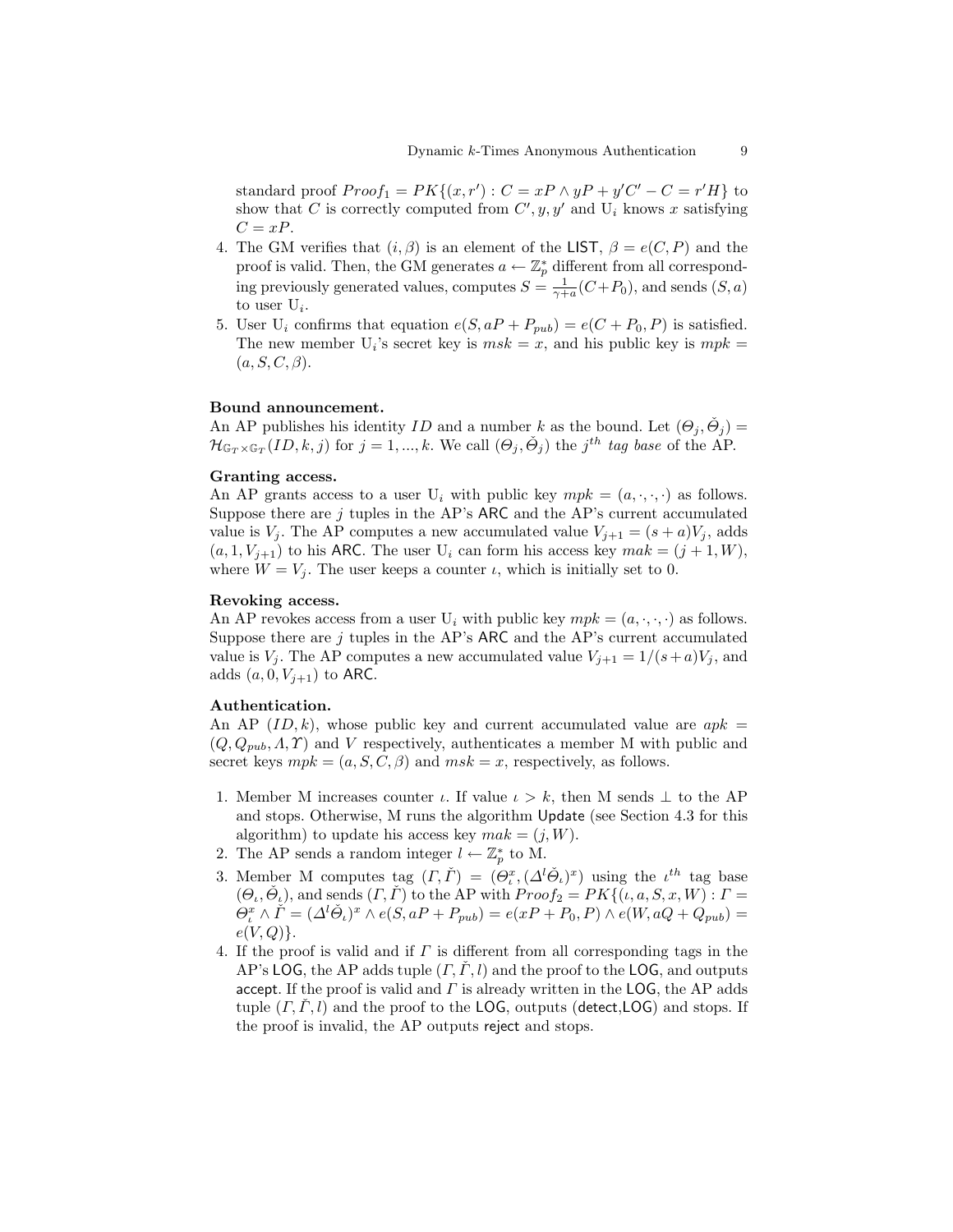standard proof $Proof_1 = PK\{(x, r') : C = xP \wedge yP + y'C' - C = r'H\}$ to show that $C$ is correctly computed from $C', y, y'$ and $\mathrm{U}_i$ knows $x$ satisfying $C = xP$.

4. The GM verifies that $(i, \beta)$ is an element of the $\mathsf{LIST}$, $\beta = e(C, P)$ and the proof is valid. Then, the GM generates $a \leftarrow \mathbb{Z}_p^*$ different from all corresponding previously generated values, computes $S = \frac{1}{\gamma+a}(C+P_0)$, and sends $(S, a)$ to user $\mathrm{U}_i$.
5. User $\mathrm{U}_i$ confirms that equation $e(S, aP + P_{pub}) = e(C + P_0, P)$ is satisfied. The new member $\mathrm{U}_i$'s secret key is $msk = x$, and his public key is $mpk = (a, S, C, \beta)$.

**Bound announcement.**
An AP publishes his identity $ID$ and a number $k$ as the bound. Let $(\Theta_j, \check{\Theta}_j) = \mathcal{H}_{\mathbb{G}_T \times \mathbb{G}_T}(ID, k, j)$ for $j = 1, ..., k$. We call $(\Theta_j, \check{\Theta}_j)$ the $j^{th}$ *tag base* of the AP.

**Granting access.**
An AP grants access to a user $\mathrm{U}_i$ with public key $mpk = (a, \cdot, \cdot, \cdot)$ as follows. Suppose there are $j$ tuples in the AP's $\mathsf{ARC}$ and the AP's current accumulated value is $V_j$. The AP computes a new accumulated value $V_{j+1} = (s + a)V_j$, adds $(a, 1, V_{j+1})$ to his $\mathsf{ARC}$. The user $\mathrm{U}_i$ can form his access key $mak = (j + 1, W)$, where $W = V_j$. The user keeps a counter $\iota$, which is initially set to 0.

**Revoking access.**
An AP revokes access from a user $\mathrm{U}_i$ with public key $mpk = (a, \cdot, \cdot, \cdot)$ as follows. Suppose there are $j$ tuples in the AP's $\mathsf{ARC}$ and the AP's current accumulated value is $V_j$. The AP computes a new accumulated value $V_{j+1} = 1/(s+a)V_j$, and adds $(a, 0, V_{j+1})$ to $\mathsf{ARC}$.

**Authentication.**
An AP $(ID, k)$, whose public key and current accumulated value are $apk = (Q, Q_{pub}, \Lambda, \Upsilon)$ and $V$ respectively, authenticates a member M with public and secret keys $mpk = (a, S, C, \beta)$ and $msk = x$, respectively, as follows.

1. Member M increases counter $\iota$. If value $\iota > k$, then M sends $\perp$ to the AP and stops. Otherwise, M runs the algorithm $\mathsf{Update}$ (see Section 4.3 for this algorithm) to update his access key $mak = (j, W)$.
2. The AP sends a random integer $l \leftarrow \mathbb{Z}_p^*$ to M.
3. Member M computes tag $(\Gamma, \check{\Gamma}) = (\Theta_\iota^x, (\Delta^l \check{\Theta}_\iota)^x)$ using the $\iota^{th}$ tag base $(\Theta_\iota, \check{\Theta}_\iota)$, and sends $(\Gamma, \check{\Gamma})$ to the AP with $Proof_2 = PK\{(\iota, a, S, x, W) : \Gamma = \Theta_\iota^x \wedge \check{\Gamma} = (\Delta^l \check{\Theta}_\iota)^x \wedge e(S, aP + P_{pub}) = e(xP + P_0, P) \wedge e(W, aQ + Q_{pub}) = e(V, Q)\}$.
4. If the proof is valid and if $\Gamma$ is different from all corresponding tags in the AP's $\mathsf{LOG}$, the AP adds tuple $(\Gamma, \check{\Gamma}, l)$ and the proof to the $\mathsf{LOG}$, and outputs $\mathsf{accept}$. If the proof is valid and $\Gamma$ is already written in the $\mathsf{LOG}$, the AP adds tuple $(\Gamma, \check{\Gamma}, l)$ and the proof to the $\mathsf{LOG}$, outputs $(\mathsf{detect}, \mathsf{LOG})$ and stops. If the proof is invalid, the AP outputs $\mathsf{reject}$ and stops.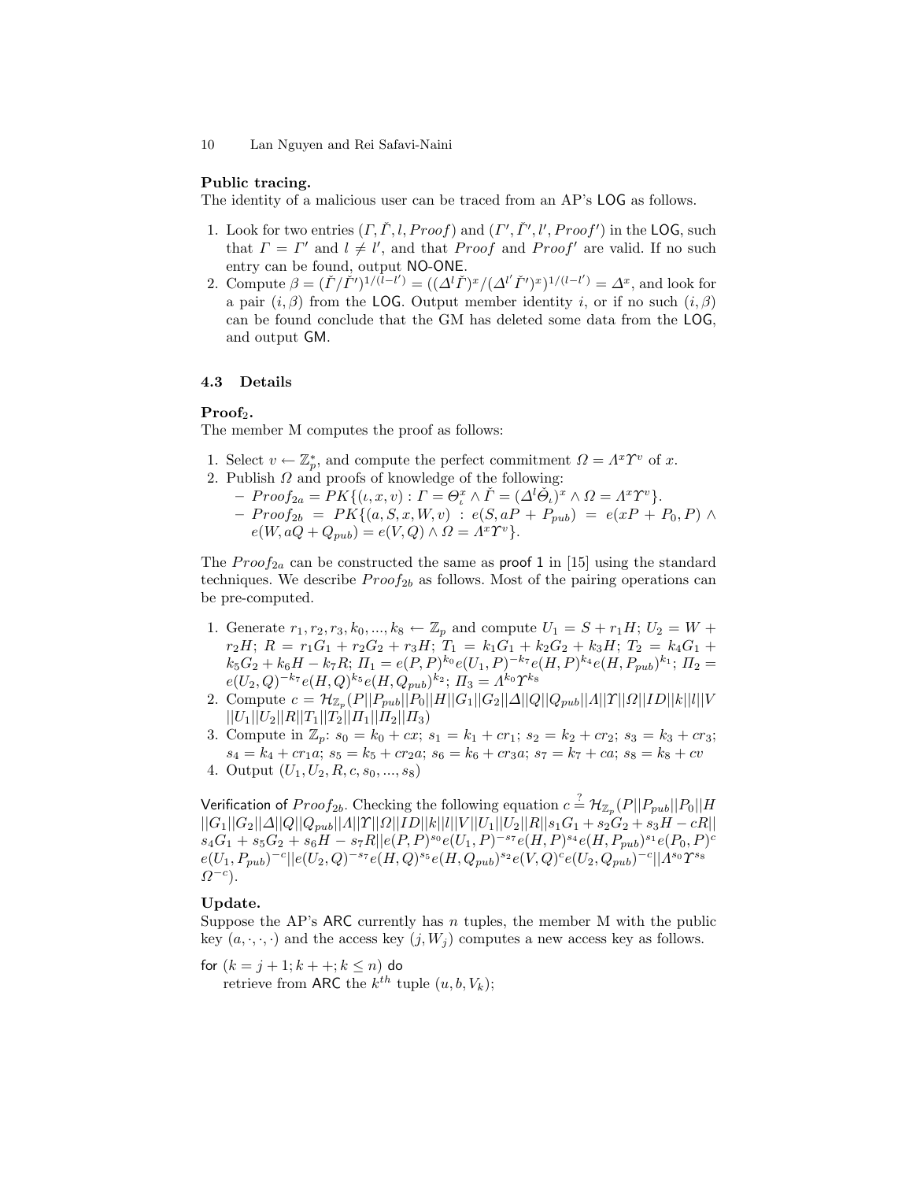**Public tracing.**
The identity of a malicious user can be traced from an AP's LOG as follows.

1. Look for two entries $(\Gamma, \check{\Gamma}, l, Proof)$ and $(\Gamma', \check{\Gamma}', l', Proof')$ in the LOG, such that $\Gamma = \Gamma'$ and $l \neq l'$, and that $Proof$ and $Proof'$ are valid. If no such entry can be found, output NO-ONE.
2. Compute $\beta = (\check{\Gamma}/\check{\Gamma}')^{1/(l-l')} = ((\Delta^l \check{\Gamma})^x / (\Delta^{l'} \check{\Gamma}')^x)^{1/(l-l')} = \Delta^x$, and look for a pair $(i, \beta)$ from the LOG. Output member identity $i$, or if no such $(i, \beta)$ can be found conclude that the GM has deleted some data from the LOG, and output GM.

### 4.3 Details

**Proof$_2$.**
The member M computes the proof as follows:

1. Select $v \leftarrow \mathbb{Z}_p^*$, and compute the perfect commitment $\Omega = \Lambda^x \Upsilon^v$ of $x$.
2. Publish $\Omega$ and proofs of knowledge of the following:
   - $Proof_{2a} = PK\{(\iota, x, v) : \Gamma = \Theta_\iota^x \wedge \check{\Gamma} = (\Delta^l \check{\Theta}_\iota)^x \wedge \Omega = \Lambda^x \Upsilon^v\}$.
   - $Proof_{2b} = PK\{(a, S, x, W, v) : e(S, aP + P_{pub}) = e(xP + P_0, P) \wedge e(W, aQ + Q_{pub}) = e(V, Q) \wedge \Omega = \Lambda^x \Upsilon^v\}$.

The $Proof_{2a}$ can be constructed the same as proof 1 in [15] using the standard techniques. We describe $Proof_{2b}$ as follows. Most of the pairing operations can be pre-computed.

1. Generate $r_1, r_2, r_3, k_0, ..., k_8 \leftarrow \mathbb{Z}_p$ and compute $U_1 = S + r_1 H$; $U_2 = W + r_2 H$; $R = r_1 G_1 + r_2 G_2 + r_3 H$; $T_1 = k_1 G_1 + k_2 G_2 + k_3 H$; $T_2 = k_4 G_1 + k_5 G_2 + k_6 H - k_7 R$; $\Pi_1 = e(P,P)^{k_0} e(U_1, P)^{-k_7} e(H, P)^{k_4} e(H, P_{pub})^{k_1}$; $\Pi_2 = e(U_2, Q)^{-k_7} e(H, Q)^{k_5} e(H, Q_{pub})^{k_2}$; $\Pi_3 = \Lambda^{k_0} \Upsilon^{k_8}$
2. Compute $c = \mathcal{H}_{\mathbb{Z}_p}(P||P_{pub}||P_0||H||G_1||G_2||\Delta||Q||Q_{pub}||\Lambda||\Upsilon||\Omega||ID||k||l||V||U_1||U_2||R||T_1||T_2||\Pi_1||\Pi_2||\Pi_3)$
3. Compute in $\mathbb{Z}_p$: $s_0 = k_0 + cx$; $s_1 = k_1 + cr_1$; $s_2 = k_2 + cr_2$; $s_3 = k_3 + cr_3$; $s_4 = k_4 + cr_1 a$; $s_5 = k_5 + cr_2 a$; $s_6 = k_6 + cr_3 a$; $s_7 = k_7 + ca$; $s_8 = k_8 + cv$
4. Output $(U_1, U_2, R, c, s_0, ..., s_8)$

Verification of $Proof_{2b}$. Checking the following equation $c \stackrel{?}{=} \mathcal{H}_{\mathbb{Z}_p}(P||P_{pub}||P_0||H||G_1||G_2||\Delta||Q||Q_{pub}||\Lambda||\Upsilon||\Omega||ID||k||l||V||U_1||U_2||R||s_1 G_1 + s_2 G_2 + s_3 H - cR||s_4 G_1 + s_5 G_2 + s_6 H - s_7 R||e(P,P)^{s_0} e(U_1, P)^{-s_7} e(H,P)^{s_4} e(H, P_{pub})^{s_1} e(P_0, P)^c e(U_1, P_{pub})^{-c}||e(U_2, Q)^{-s_7} e(H,Q)^{s_5} e(H, Q_{pub})^{s_2} e(V,Q)^c e(U_2, Q_{pub})^{-c}||\Lambda^{s_0} \Upsilon^{s_8} \Omega^{-c})$.

**Update.**
Suppose the AP's ARC currently has $n$ tuples, the member M with the public key $(a, \cdot, \cdot, \cdot)$ and the access key $(j, W_j)$ computes a new access key as follows.

for $(k = j+1; k++; k \leq n)$ do
    retrieve from ARC the $k^{th}$ tuple $(u, b, V_k)$;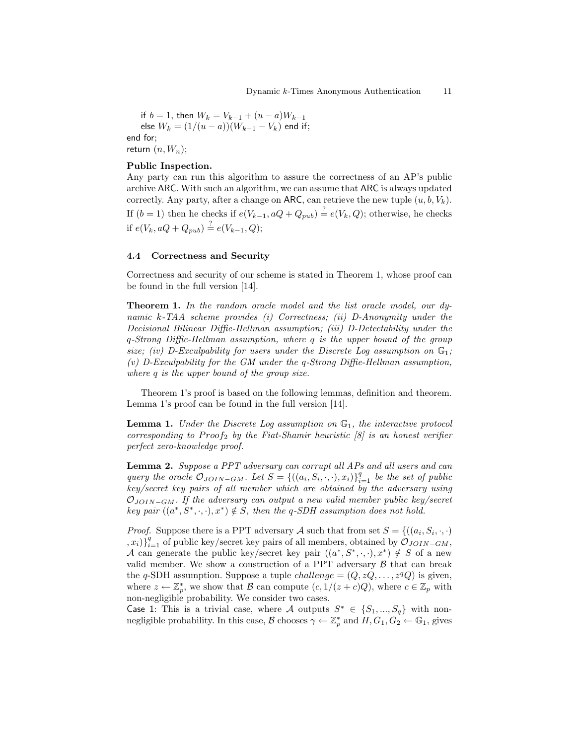if $b = 1$, then $W_k = V_{k-1} + (u - a)W_{k-1}$
    else $W_k = (1/(u - a))(W_{k-1} - V_k)$ end if;
end for;
return $(n, W_n)$;

**Public Inspection.**
Any party can run this algorithm to assure the correctness of an AP's public archive ARC. With such an algorithm, we can assume that ARC is always updated correctly. Any party, after a change on ARC, can retrieve the new tuple $(u, b, V_k)$. If $(b = 1)$ then he checks if $e(V_{k-1}, aQ + Q_{pub}) \stackrel{?}{=} e(V_k, Q)$; otherwise, he checks if $e(V_k, aQ + Q_{pub}) \stackrel{?}{=} e(V_{k-1}, Q)$;

### 4.4 Correctness and Security

Correctness and security of our scheme is stated in Theorem 1, whose proof can be found in the full version [14].

**Theorem 1.** *In the random oracle model and the list oracle model, our dynamic k-TAA scheme provides (i) Correctness; (ii) D-Anonymity under the Decisional Bilinear Diffie-Hellman assumption; (iii) D-Detectability under the q-Strong Diffie-Hellman assumption, where q is the upper bound of the group size; (iv) D-Exculpability for users under the Discrete Log assumption on $\mathbb{G}_1$; (v) D-Exculpability for the GM under the q-Strong Diffie-Hellman assumption, where q is the upper bound of the group size.*

Theorem 1's proof is based on the following lemmas, definition and theorem. Lemma 1's proof can be found in the full version [14].

**Lemma 1.** *Under the Discrete Log assumption on $\mathbb{G}_1$, the interactive protocol corresponding to $Proof_2$ by the Fiat-Shamir heuristic [8] is an honest verifier perfect zero-knowledge proof.*

**Lemma 2.** *Suppose a PPT adversary can corrupt all APs and all users and can query the oracle $\mathcal{O}_{JOIN-GM}$. Let $S = \{((a_i, S_i, \cdot, \cdot), x_i)\}_{i=1}^q$ be the set of public key/secret key pairs of all member which are obtained by the adversary using $\mathcal{O}_{JOIN-GM}$. If the adversary can output a new valid member public key/secret key pair $((a^*, S^*, \cdot, \cdot), x^*) \notin S$, then the q-SDH assumption does not hold.*

*Proof.* Suppose there is a PPT adversary $\mathcal{A}$ such that from set $S = \{((a_i, S_i, \cdot, \cdot), x_i)\}_{i=1}^q$ of public key/secret key pairs of all members, obtained by $\mathcal{O}_{JOIN-GM}$, $\mathcal{A}$ can generate the public key/secret key pair $((a^*, S^*, \cdot, \cdot), x^*) \notin S$ of a new valid member. We show a construction of a PPT adversary $\mathcal{B}$ that can break the q-SDH assumption. Suppose a tuple $challenge = (Q, zQ, \ldots, z^q Q)$ is given, where $z \leftarrow \mathbb{Z}_p^*$, we show that $\mathcal{B}$ can compute $(c, 1/(z + c)Q)$, where $c \in \mathbb{Z}_p$ with non-negligible probability. We consider two cases.
Case 1: This is a trivial case, where $\mathcal{A}$ outputs $S^* \in \{S_1, ..., S_q\}$ with non-negligible probability. In this case, $\mathcal{B}$ chooses $\gamma \leftarrow \mathbb{Z}_p^*$ and $H, G_1, G_2 \leftarrow \mathbb{G}_1$, gives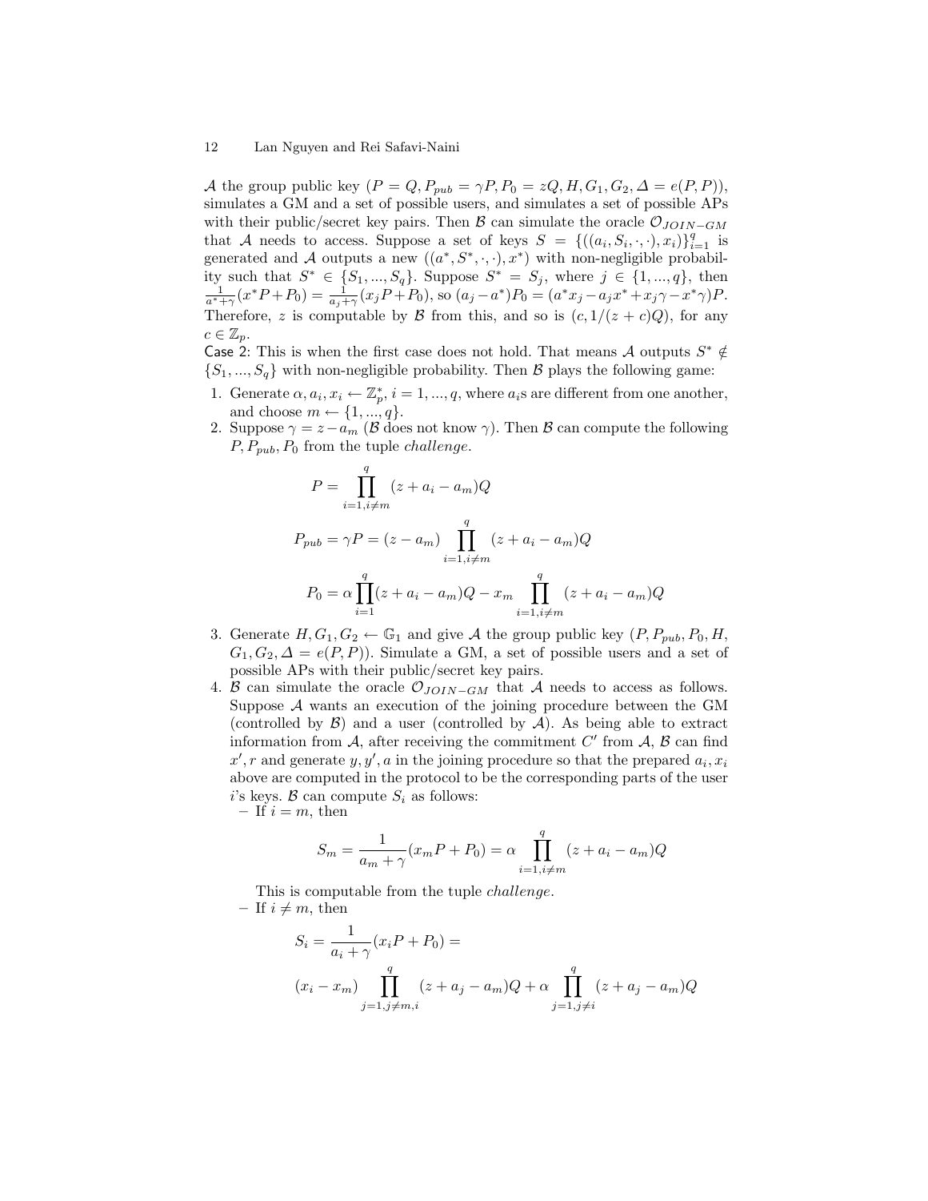$\mathcal{A}$ the group public key ($P = Q, P_{pub} = \gamma P, P_0 = zQ, H, G_1, G_2, \Delta = e(P, P)$), simulates a GM and a set of possible users, and simulates a set of possible APs with their public/secret key pairs. Then $\mathcal{B}$ can simulate the oracle $\mathcal{O}_{JOIN-GM}$ that $\mathcal{A}$ needs to access. Suppose a set of keys $S = \{((a_i, S_i, \cdot, \cdot), x_i)\}_{i=1}^q$ is generated and $\mathcal{A}$ outputs a new $((a^*, S^*, \cdot, \cdot), x^*)$ with non-negligible probability such that $S^* \in \{S_1, ..., S_q\}$. Suppose $S^* = S_j$, where $j \in \{1, ..., q\}$, then $\frac{1}{a^*+\gamma}(x^*P + P_0) = \frac{1}{a_j+\gamma}(x_jP + P_0)$, so $(a_j - a^*)P_0 = (a^*x_j - a_jx^* + x_j\gamma - x^*\gamma)P$. Therefore, $z$ is computable by $\mathcal{B}$ from this, and so is $(c, 1/(z + c)Q)$, for any $c \in \mathbb{Z}_p$.

Case 2: This is when the first case does not hold. That means $\mathcal{A}$ outputs $S^* \notin \{S_1, ..., S_q\}$ with non-negligible probability. Then $\mathcal{B}$ plays the following game:

1. Generate $\alpha, a_i, x_i \leftarrow \mathbb{Z}_p^*$, $i = 1, ..., q$, where $a_i$s are different from one another, and choose $m \leftarrow \{1, ..., q\}$.
2. Suppose $\gamma = z - a_m$ ($\mathcal{B}$ does not know $\gamma$). Then $\mathcal{B}$ can compute the following $P, P_{pub}, P_0$ from the tuple *challenge*.

$$P = \prod_{i=1, i\neq m}^{q} (z + a_i - a_m)Q$$

$$P_{pub} = \gamma P = (z - a_m) \prod_{i=1, i\neq m}^{q} (z + a_i - a_m)Q$$

$$P_0 = \alpha \prod_{i=1}^{q} (z + a_i - a_m)Q - x_m \prod_{i=1, i\neq m}^{q} (z + a_i - a_m)Q$$

3. Generate $H, G_1, G_2 \leftarrow \mathbb{G}_1$ and give $\mathcal{A}$ the group public key ($P, P_{pub}, P_0, H, G_1, G_2, \Delta = e(P, P)$). Simulate a GM, a set of possible users and a set of possible APs with their public/secret key pairs.
4. $\mathcal{B}$ can simulate the oracle $\mathcal{O}_{JOIN-GM}$ that $\mathcal{A}$ needs to access as follows. Suppose $\mathcal{A}$ wants an execution of the joining procedure between the GM (controlled by $\mathcal{B}$) and a user (controlled by $\mathcal{A}$). As being able to extract information from $\mathcal{A}$, after receiving the commitment $C'$ from $\mathcal{A}$, $\mathcal{B}$ can find $x', r$ and generate $y, y', a$ in the joining procedure so that the prepared $a_i, x_i$ above are computed in the protocol to be the corresponding parts of the user $i$'s keys. $\mathcal{B}$ can compute $S_i$ as follows:
   - If $i = m$, then

$$S_m = \frac{1}{a_m + \gamma}(x_mP + P_0) = \alpha \prod_{i=1, i\neq m}^{q} (z + a_i - a_m)Q$$

   This is computable from the tuple *challenge*.
   - If $i \neq m$, then

$$S_i = \frac{1}{a_i + \gamma}(x_iP + P_0) =$$

$$(x_i - x_m) \prod_{j=1, j\neq m,i}^{q} (z + a_j - a_m)Q + \alpha \prod_{j=1, j\neq i}^{q} (z + a_j - a_m)Q$$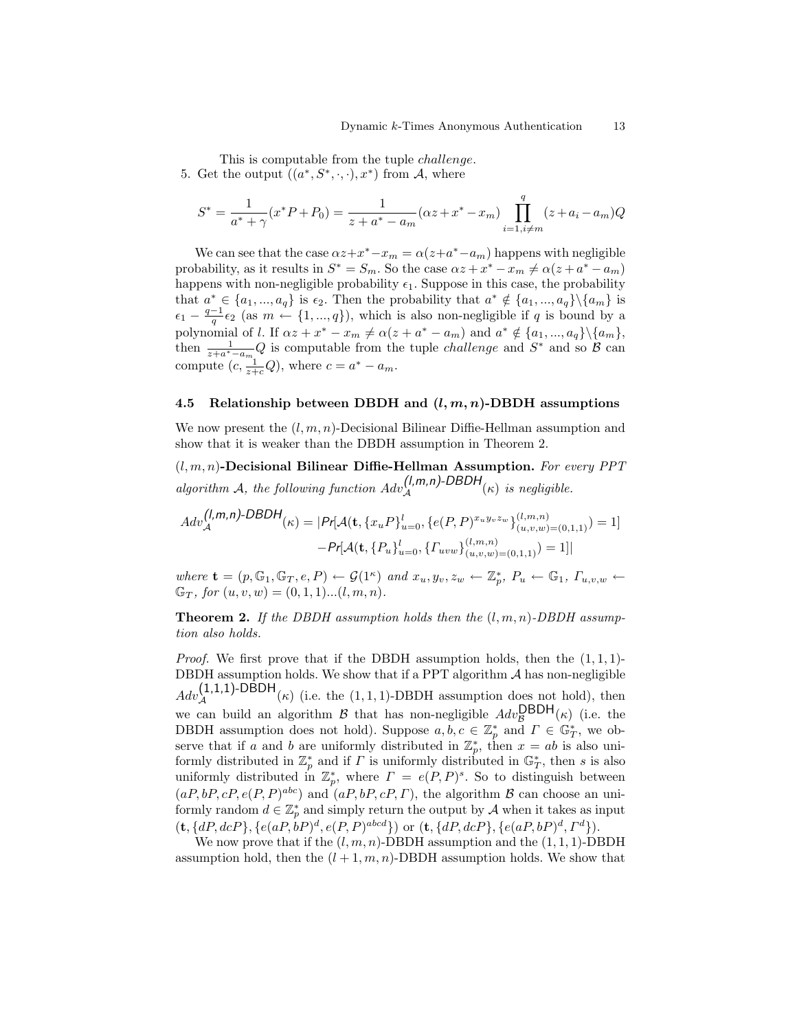This is computable from the tuple *challenge*.

5. Get the output $((a^*, S^*, \cdot, \cdot), x^*)$ from $\mathcal{A}$, where

$$S^* = \frac{1}{a^* + \gamma}(x^* P + P_0) = \frac{1}{z + a^* - a_m}(\alpha z + x^* - x_m) \prod_{i=1, i \neq m}^{q} (z + a_i - a_m) Q$$

We can see that the case $\alpha z + x^* - x_m = \alpha(z + a^* - a_m)$ happens with negligible probability, as it results in $S^* = S_m$. So the case $\alpha z + x^* - x_m \neq \alpha(z + a^* - a_m)$ happens with non-negligible probability $\epsilon_1$. Suppose in this case, the probability that $a^* \in \{a_1, ..., a_q\}$ is $\epsilon_2$. Then the probability that $a^* \notin \{a_1, ..., a_q\} \backslash \{a_m\}$ is $\epsilon_1 - \frac{q-1}{q}\epsilon_2$ (as $m \leftarrow \{1, ..., q\}$), which is also non-negligible if $q$ is bound by a polynomial of $l$. If $\alpha z + x^* - x_m \neq \alpha(z + a^* - a_m)$ and $a^* \notin \{a_1, ..., a_q\} \backslash \{a_m\}$, then $\frac{1}{z + a^* - a_m} Q$ is computable from the tuple *challenge* and $S^*$ and so $\mathcal{B}$ can compute $(c, \frac{1}{z+c} Q)$, where $c = a^* - a_m$.

### 4.5 Relationship between DBDH and $(l, m, n)$-DBDH assumptions

We now present the $(l, m, n)$-Decisional Bilinear Diffie-Hellman assumption and show that it is weaker than the DBDH assumption in Theorem 2.

**$(l, m, n)$-Decisional Bilinear Diffie-Hellman Assumption.** *For every PPT algorithm $\mathcal{A}$, the following function $Adv_{\mathcal{A}}^{(l,m,n)\text{-}DBDH}(\kappa)$ is negligible.*

$$Adv_{\mathcal{A}}^{(l,m,n)\text{-}DBDH}(\kappa) = |Pr[\mathcal{A}(\mathbf{t}, \{x_u P\}_{u=0}^{l}, \{e(P, P)^{x_u y_v z_w}\}_{(u,v,w)=(0,1,1)}^{(l,m,n)}) = 1] - Pr[\mathcal{A}(\mathbf{t}, \{P_u\}_{u=0}^{l}, \{\Gamma_{uvw}\}_{(u,v,w)=(0,1,1)}^{(l,m,n)}) = 1]|$$

*where $\mathbf{t} = (p, \mathbb{G}_1, \mathbb{G}_T, e, P) \leftarrow \mathcal{G}(1^\kappa)$ and $x_u, y_v, z_w \leftarrow \mathbb{Z}_p^*$, $P_u \leftarrow \mathbb{G}_1$, $\Gamma_{u,v,w} \leftarrow \mathbb{G}_T$, for $(u, v, w) = (0, 1, 1) ... (l, m, n)$.*

**Theorem 2.** *If the DBDH assumption holds then the $(l, m, n)$-DBDH assumption also holds.*

*Proof.* We first prove that if the DBDH assumption holds, then the $(1, 1, 1)$-DBDH assumption holds. We show that if a PPT algorithm $\mathcal{A}$ has non-negligible $Adv_{\mathcal{A}}^{(1,1,1)\text{-DBDH}}(\kappa)$ (i.e. the $(1, 1, 1)$-DBDH assumption does not hold), then we can build an algorithm $\mathcal{B}$ that has non-negligible $Adv_{\mathcal{B}}^{\text{DBDH}}(\kappa)$ (i.e. the DBDH assumption does not hold). Suppose $a, b, c \in \mathbb{Z}_p^*$ and $\Gamma \in \mathbb{G}_T^*$, we observe that if $a$ and $b$ are uniformly distributed in $\mathbb{Z}_p^*$, then $x = ab$ is also uniformly distributed in $\mathbb{Z}_p^*$ and if $\Gamma$ is uniformly distributed in $\mathbb{G}_T^*$, then $s$ is also uniformly distributed in $\mathbb{Z}_p^*$, where $\Gamma = e(P, P)^s$. So to distinguish between $(aP, bP, cP, e(P, P)^{abc})$ and $(aP, bP, cP, \Gamma)$, the algorithm $\mathcal{B}$ can choose an uniformly random $d \in \mathbb{Z}_p^*$ and simply return the output by $\mathcal{A}$ when it takes as input $(\mathbf{t}, \{dP, dcP\}, \{e(aP, bP)^d, e(P, P)^{abcd}\})$ or $(\mathbf{t}, \{dP, dcP\}, \{e(aP, bP)^d, \Gamma^d\})$.

We now prove that if the $(l, m, n)$-DBDH assumption and the $(1, 1, 1)$-DBDH assumption hold, then the $(l + 1, m, n)$-DBDH assumption holds. We show that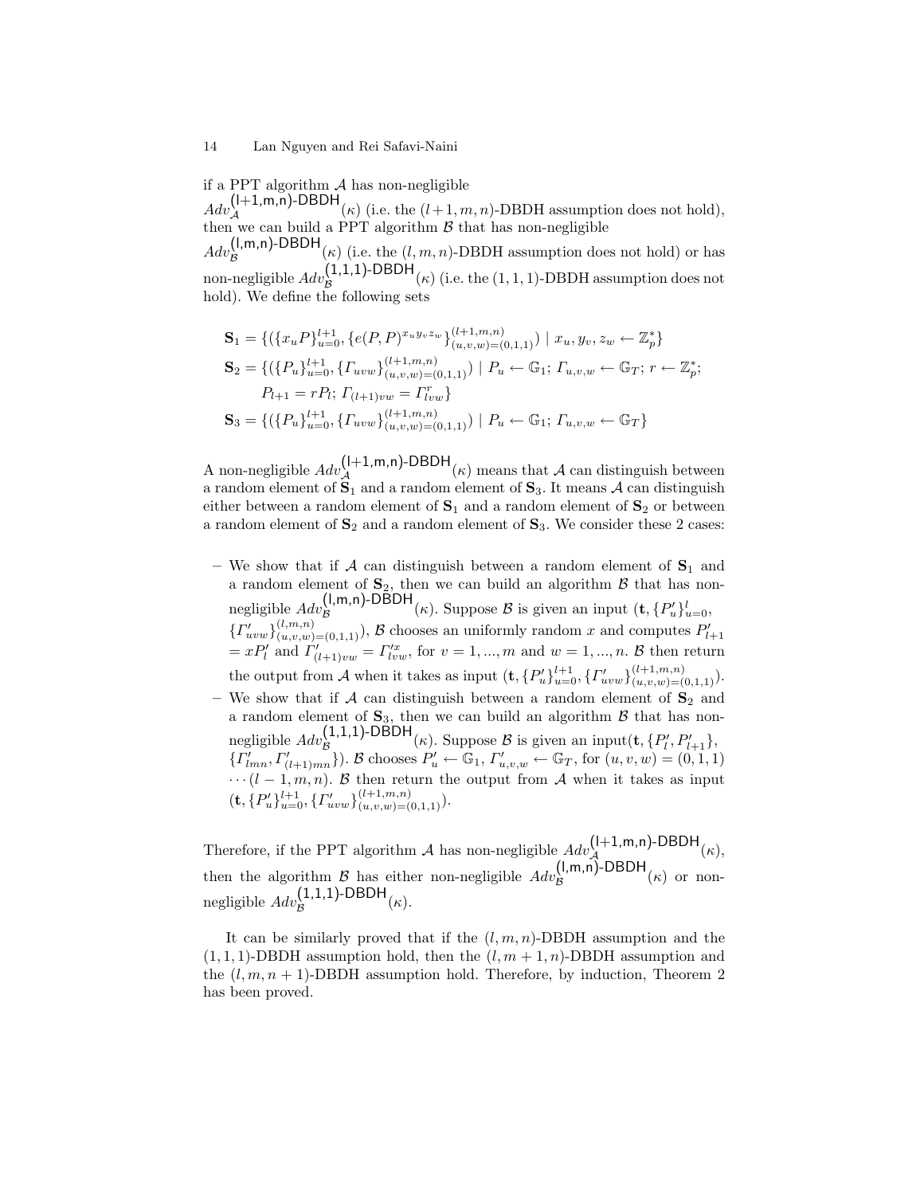if a PPT algorithm $\mathcal{A}$ has non-negligible $Adv_{\mathcal{A}}^{\textsf{(l+1,m,n)-DBDH}}(\kappa)$ (i.e. the $(l+1, m, n)$-DBDH assumption does not hold), then we can build a PPT algorithm $\mathcal{B}$ that has non-negligible $Adv_{\mathcal{B}}^{\textsf{(l,m,n)-DBDH}}(\kappa)$ (i.e. the $(l, m, n)$-DBDH assumption does not hold) or has non-negligible $Adv_{\mathcal{B}}^{\textsf{(1,1,1)-DBDH}}(\kappa)$ (i.e. the $(1, 1, 1)$-DBDH assumption does not hold). We define the following sets

$$
\begin{aligned}
\mathbf{S}_1 &= \{(\{x_u P\}_{u=0}^{l+1}, \{e(P,P)^{x_u y_v z_w}\}_{(u,v,w)=(0,1,1)}^{(l+1,m,n)}) \mid x_u, y_v, z_w \leftarrow \mathbb{Z}_p^*\} \\
\mathbf{S}_2 &= \{(\{P_u\}_{u=0}^{l+1}, \{\Gamma_{uvw}\}_{(u,v,w)=(0,1,1)}^{(l+1,m,n)}) \mid P_u \leftarrow \mathbb{G}_1;\ \Gamma_{u,v,w} \leftarrow \mathbb{G}_T;\ r \leftarrow \mathbb{Z}_p^*; \\
&\qquad P_{l+1} = rP_l;\ \Gamma_{(l+1)vw} = \Gamma_{lvw}^r\} \\
\mathbf{S}_3 &= \{(\{P_u\}_{u=0}^{l+1}, \{\Gamma_{uvw}\}_{(u,v,w)=(0,1,1)}^{(l+1,m,n)}) \mid P_u \leftarrow \mathbb{G}_1;\ \Gamma_{u,v,w} \leftarrow \mathbb{G}_T\}
\end{aligned}
$$

A non-negligible $Adv_{\mathcal{A}}^{\textsf{(l+1,m,n)-DBDH}}(\kappa)$ means that $\mathcal{A}$ can distinguish between a random element of $\mathbf{S}_1$ and a random element of $\mathbf{S}_3$. It means $\mathcal{A}$ can distinguish either between a random element of $\mathbf{S}_1$ and a random element of $\mathbf{S}_2$ or between a random element of $\mathbf{S}_2$ and a random element of $\mathbf{S}_3$. We consider these 2 cases:

- We show that if $\mathcal{A}$ can distinguish between a random element of $\mathbf{S}_1$ and a random element of $\mathbf{S}_2$, then we can build an algorithm $\mathcal{B}$ that has non-negligible $Adv_{\mathcal{B}}^{\textsf{(l,m,n)-DBDH}}(\kappa)$. Suppose $\mathcal{B}$ is given an input $(\mathbf{t}, \{P'_u\}_{u=0}^{l}, \{\Gamma'_{uvw}\}_{(u,v,w)=(0,1,1)}^{(l,m,n)})$, $\mathcal{B}$ chooses an uniformly random $x$ and computes $P'_{l+1} = xP'_l$ and $\Gamma'_{(l+1)vw} = \Gamma'^x_{lvw}$, for $v = 1, ..., m$ and $w = 1, ..., n$. $\mathcal{B}$ then return the output from $\mathcal{A}$ when it takes as input $(\mathbf{t}, \{P'_u\}_{u=0}^{l+1}, \{\Gamma'_{uvw}\}_{(u,v,w)=(0,1,1)}^{(l+1,m,n)})$.
- We show that if $\mathcal{A}$ can distinguish between a random element of $\mathbf{S}_2$ and a random element of $\mathbf{S}_3$, then we can build an algorithm $\mathcal{B}$ that has non-negligible $Adv_{\mathcal{B}}^{\textsf{(1,1,1)-DBDH}}(\kappa)$. Suppose $\mathcal{B}$ is given an input$(\mathbf{t}, \{P'_l, P'_{l+1}\}, \{\Gamma'_{lmn}, \Gamma'_{(l+1)mn}\})$. $\mathcal{B}$ chooses $P'_u \leftarrow \mathbb{G}_1$, $\Gamma'_{u,v,w} \leftarrow \mathbb{G}_T$, for $(u, v, w) = (0, 1, 1) \cdots (l-1, m, n)$. $\mathcal{B}$ then return the output from $\mathcal{A}$ when it takes as input $(\mathbf{t}, \{P'_u\}_{u=0}^{l+1}, \{\Gamma'_{uvw}\}_{(u,v,w)=(0,1,1)}^{(l+1,m,n)})$.

Therefore, if the PPT algorithm $\mathcal{A}$ has non-negligible $Adv_{\mathcal{A}}^{\textsf{(l+1,m,n)-DBDH}}(\kappa)$, then the algorithm $\mathcal{B}$ has either non-negligible $Adv_{\mathcal{B}}^{\textsf{(l,m,n)-DBDH}}(\kappa)$ or non-negligible $Adv_{\mathcal{B}}^{\textsf{(1,1,1)-DBDH}}(\kappa)$.

It can be similarly proved that if the $(l, m, n)$-DBDH assumption and the $(1, 1, 1)$-DBDH assumption hold, then the $(l, m+1, n)$-DBDH assumption and the $(l, m, n+1)$-DBDH assumption hold. Therefore, by induction, Theorem 2 has been proved.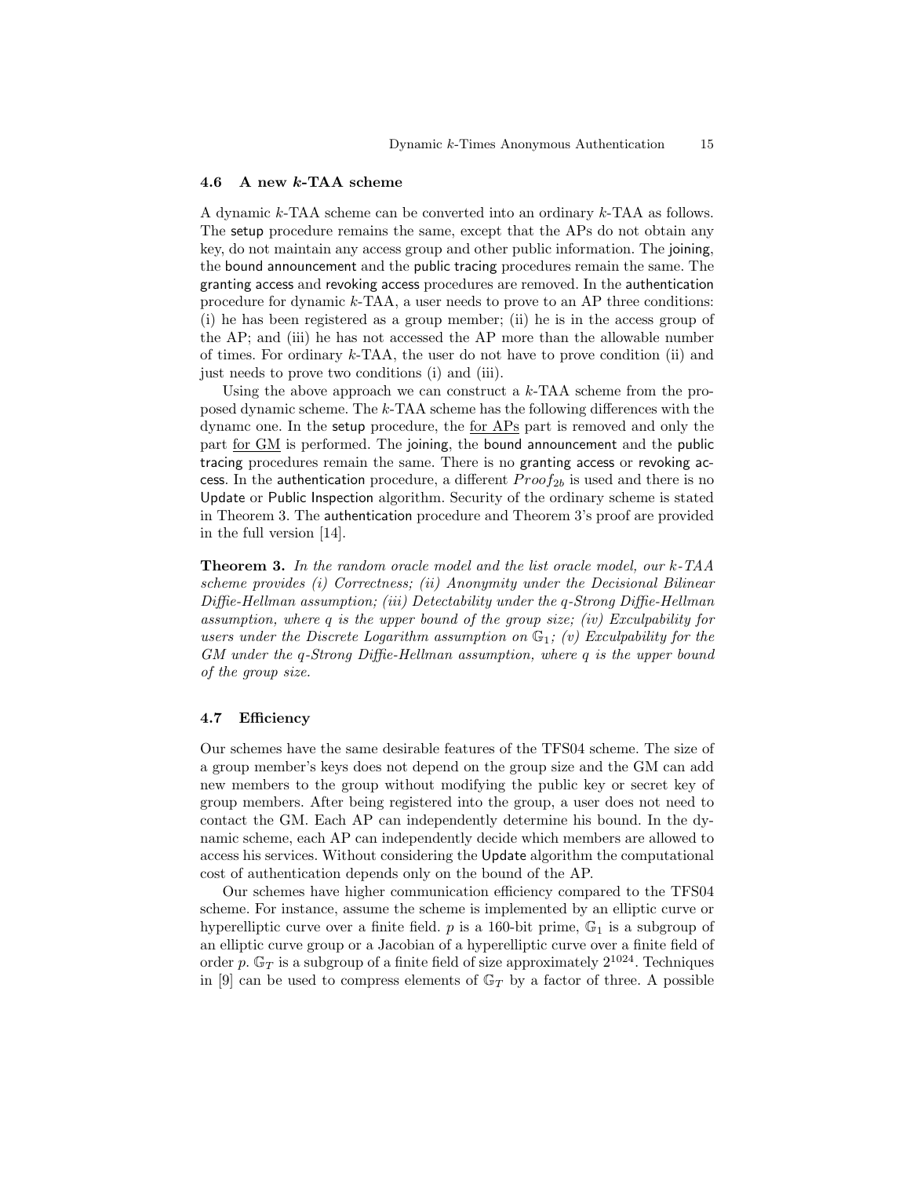### 4.6 A new $k$-TAA scheme

A dynamic $k$-TAA scheme can be converted into an ordinary $k$-TAA as follows. The setup procedure remains the same, except that the APs do not obtain any key, do not maintain any access group and other public information. The joining, the bound announcement and the public tracing procedures remain the same. The granting access and revoking access procedures are removed. In the authentication procedure for dynamic $k$-TAA, a user needs to prove to an AP three conditions: (i) he has been registered as a group member; (ii) he is in the access group of the AP; and (iii) he has not accessed the AP more than the allowable number of times. For ordinary $k$-TAA, the user do not have to prove condition (ii) and just needs to prove two conditions (i) and (iii).

Using the above approach we can construct a $k$-TAA scheme from the proposed dynamic scheme. The $k$-TAA scheme has the following differences with the dynamc one. In the setup procedure, the for APs part is removed and only the part for GM is performed. The joining, the bound announcement and the public tracing procedures remain the same. There is no granting access or revoking access. In the authentication procedure, a different $Proof_{2b}$ is used and there is no Update or Public Inspection algorithm. Security of the ordinary scheme is stated in Theorem 3. The authentication procedure and Theorem 3's proof are provided in the full version [14].

**Theorem 3.** *In the random oracle model and the list oracle model, our $k$-TAA scheme provides (i) Correctness; (ii) Anonymity under the Decisional Bilinear Diffie-Hellman assumption; (iii) Detectability under the $q$-Strong Diffie-Hellman assumption, where $q$ is the upper bound of the group size; (iv) Exculpability for users under the Discrete Logarithm assumption on $\mathbb{G}_1$; (v) Exculpability for the GM under the $q$-Strong Diffie-Hellman assumption, where $q$ is the upper bound of the group size.*

### 4.7 Efficiency

Our schemes have the same desirable features of the TFS04 scheme. The size of a group member's keys does not depend on the group size and the GM can add new members to the group without modifying the public key or secret key of group members. After being registered into the group, a user does not need to contact the GM. Each AP can independently determine his bound. In the dynamic scheme, each AP can independently decide which members are allowed to access his services. Without considering the Update algorithm the computational cost of authentication depends only on the bound of the AP.

Our schemes have higher communication efficiency compared to the TFS04 scheme. For instance, assume the scheme is implemented by an elliptic curve or hyperelliptic curve over a finite field. $p$ is a 160-bit prime, $\mathbb{G}_1$ is a subgroup of an elliptic curve group or a Jacobian of a hyperelliptic curve over a finite field of order $p$. $\mathbb{G}_T$ is a subgroup of a finite field of size approximately $2^{1024}$. Techniques in [9] can be used to compress elements of $\mathbb{G}_T$ by a factor of three. A possible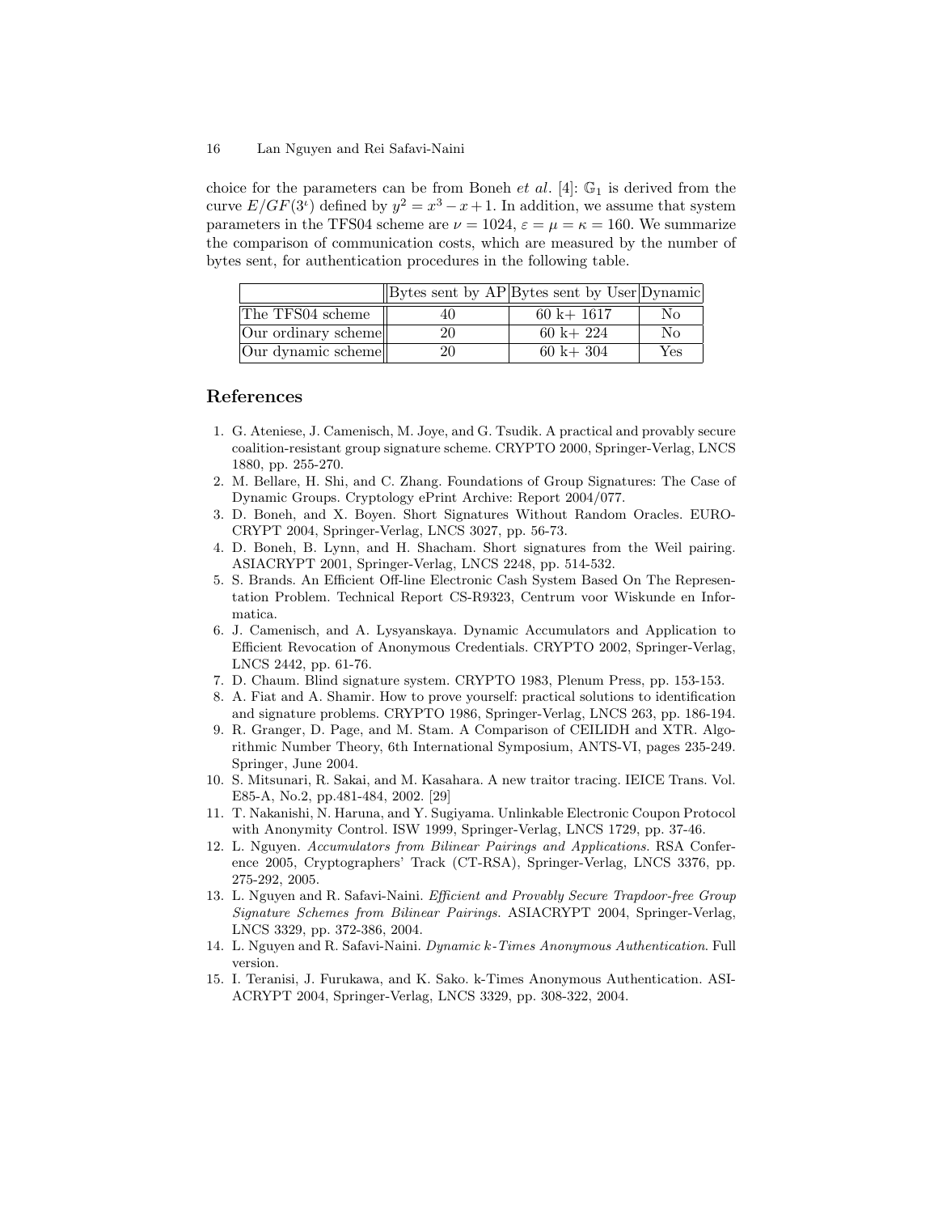choice for the parameters can be from Boneh *et al*. [4]: $\mathbb{G}_1$ is derived from the curve $E/GF(3^\iota)$ defined by $y^2 = x^3 - x + 1$. In addition, we assume that system parameters in the TFS04 scheme are $\nu = 1024$, $\varepsilon = \mu = \kappa = 160$. We summarize the comparison of communication costs, which are measured by the number of bytes sent, for authentication procedures in the following table.

| | Bytes sent by AP | Bytes sent by User | Dynamic |
|---|---|---|---|
| The TFS04 scheme | 40 | 60 k+ 1617 | No |
| Our ordinary scheme | 20 | 60 k+ 224 | No |
| Our dynamic scheme | 20 | 60 k+ 304 | Yes |

## References

1. G. Ateniese, J. Camenisch, M. Joye, and G. Tsudik. A practical and provably secure coalition-resistant group signature scheme. CRYPTO 2000, Springer-Verlag, LNCS 1880, pp. 255-270.
2. M. Bellare, H. Shi, and C. Zhang. Foundations of Group Signatures: The Case of Dynamic Groups. Cryptology ePrint Archive: Report 2004/077.
3. D. Boneh, and X. Boyen. Short Signatures Without Random Oracles. EUROCRYPT 2004, Springer-Verlag, LNCS 3027, pp. 56-73.
4. D. Boneh, B. Lynn, and H. Shacham. Short signatures from the Weil pairing. ASIACRYPT 2001, Springer-Verlag, LNCS 2248, pp. 514-532.
5. S. Brands. An Efficient Off-line Electronic Cash System Based On The Representation Problem. Technical Report CS-R9323, Centrum voor Wiskunde en Informatica.
6. J. Camenisch, and A. Lysyanskaya. Dynamic Accumulators and Application to Efficient Revocation of Anonymous Credentials. CRYPTO 2002, Springer-Verlag, LNCS 2442, pp. 61-76.
7. D. Chaum. Blind signature system. CRYPTO 1983, Plenum Press, pp. 153-153.
8. A. Fiat and A. Shamir. How to prove yourself: practical solutions to identification and signature problems. CRYPTO 1986, Springer-Verlag, LNCS 263, pp. 186-194.
9. R. Granger, D. Page, and M. Stam. A Comparison of CEILIDH and XTR. Algorithmic Number Theory, 6th International Symposium, ANTS-VI, pages 235-249. Springer, June 2004.
10. S. Mitsunari, R. Sakai, and M. Kasahara. A new traitor tracing. IEICE Trans. Vol. E85-A, No.2, pp.481-484, 2002. [29]
11. T. Nakanishi, N. Haruna, and Y. Sugiyama. Unlinkable Electronic Coupon Protocol with Anonymity Control. ISW 1999, Springer-Verlag, LNCS 1729, pp. 37-46.
12. L. Nguyen. *Accumulators from Bilinear Pairings and Applications.* RSA Conference 2005, Cryptographers' Track (CT-RSA), Springer-Verlag, LNCS 3376, pp. 275-292, 2005.
13. L. Nguyen and R. Safavi-Naini. *Efficient and Provably Secure Trapdoor-free Group Signature Schemes from Bilinear Pairings.* ASIACRYPT 2004, Springer-Verlag, LNCS 3329, pp. 372-386, 2004.
14. L. Nguyen and R. Safavi-Naini. *Dynamic k-Times Anonymous Authentication*. Full version.
15. I. Teranisi, J. Furukawa, and K. Sako. k-Times Anonymous Authentication. ASIACRYPT 2004, Springer-Verlag, LNCS 3329, pp. 308-322, 2004.